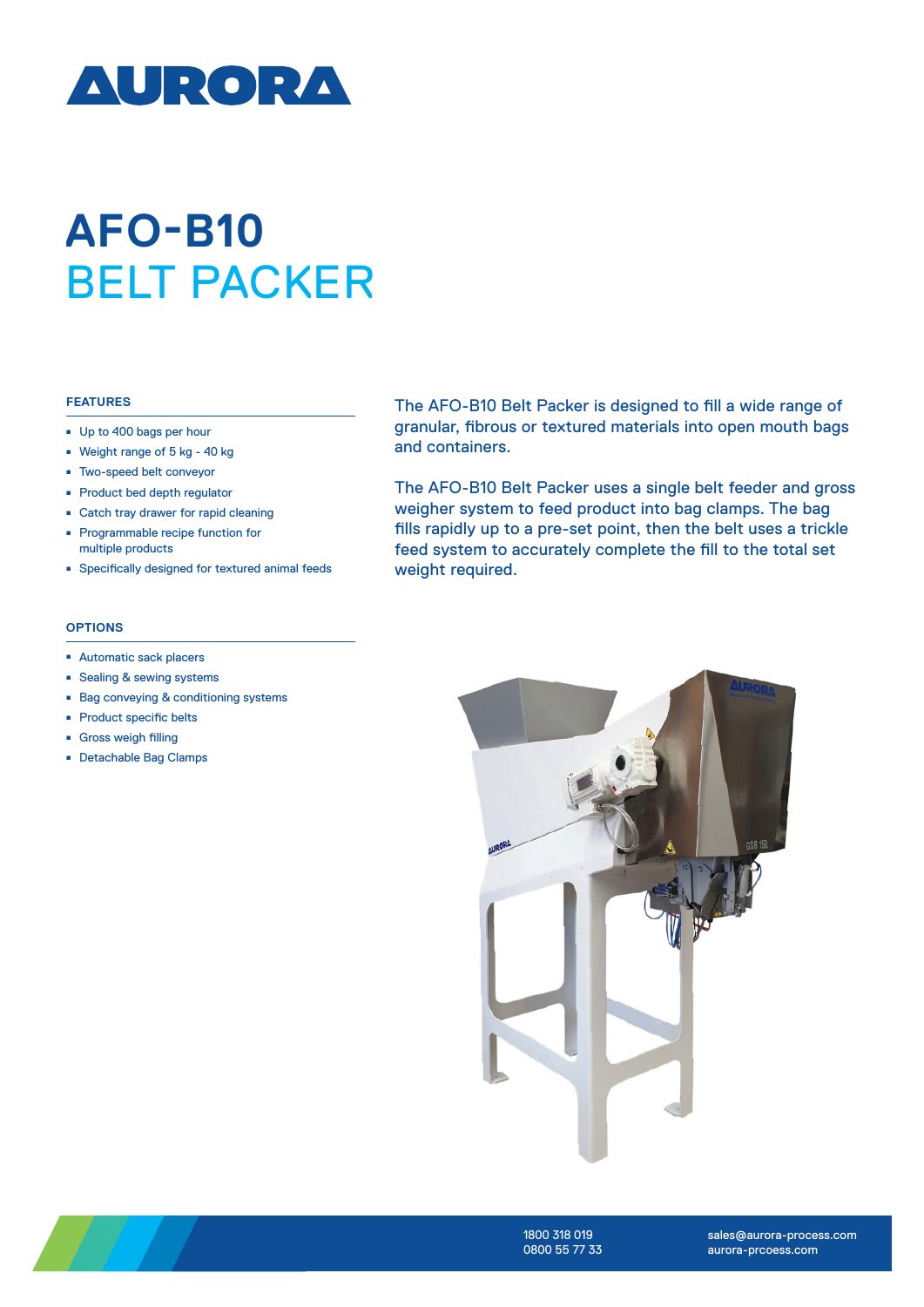# AURORA

# AFO-B10
## BELT PACKER

### FEATURES

- Up to 400 bags per hour
- Weight range of 5 kg - 40 kg
- Two-speed belt conveyor
- Product bed depth regulator
- Catch tray drawer for rapid cleaning
- Programmable recipe function for multiple products
- Specifically designed for textured animal feeds

### OPTIONS

- Automatic sack placers
- Sealing & sewing systems
- Bag conveying & conditioning systems
- Product specific belts
- Gross weigh filling
- Detachable Bag Clamps

The AFO-B10 Belt Packer is designed to fill a wide range of granular, fibrous or textured materials into open mouth bags and containers.

The AFO-B10 Belt Packer uses a single belt feeder and gross weigher system to feed product into bag clamps. The bag fills rapidly up to a pre-set point, then the belt uses a trickle feed system to accurately complete the fill to the total set weight required.

1800 318 019
0800 55 77 33

sales@aurora-process.com
aurora-prcoess.com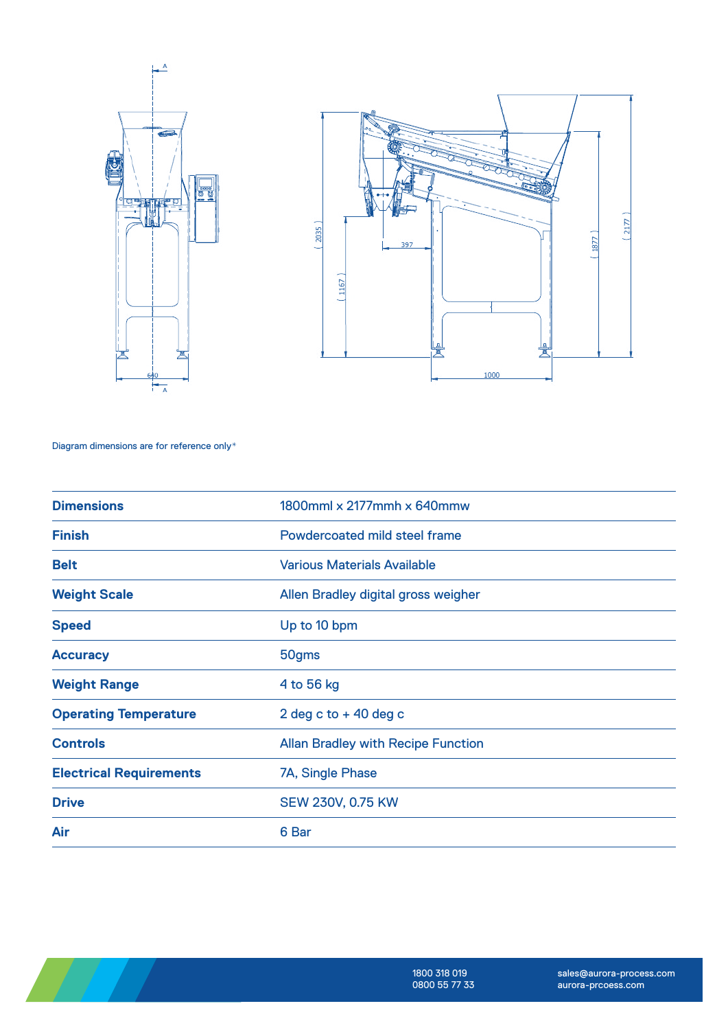Diagram dimensions are for reference only*

| | |
|---|---|
| **Dimensions** | 1800mml x 2177mmh x 640mmw |
| **Finish** | Powdercoated mild steel frame |
| **Belt** | Various Materials Available |
| **Weight Scale** | Allen Bradley digital gross weigher |
| **Speed** | Up to 10 bpm |
| **Accuracy** | 50gms |
| **Weight Range** | 4 to 56 kg |
| **Operating Temperature** | 2 deg c to + 40 deg c |
| **Controls** | Allan Bradley with Recipe Function |
| **Electrical Requirements** | 7A, Single Phase |
| **Drive** | SEW 230V, 0.75 KW |
| **Air** | 6 Bar |

1800 318 019
0800 55 77 33

sales@aurora-process.com
aurora-prcoess.com